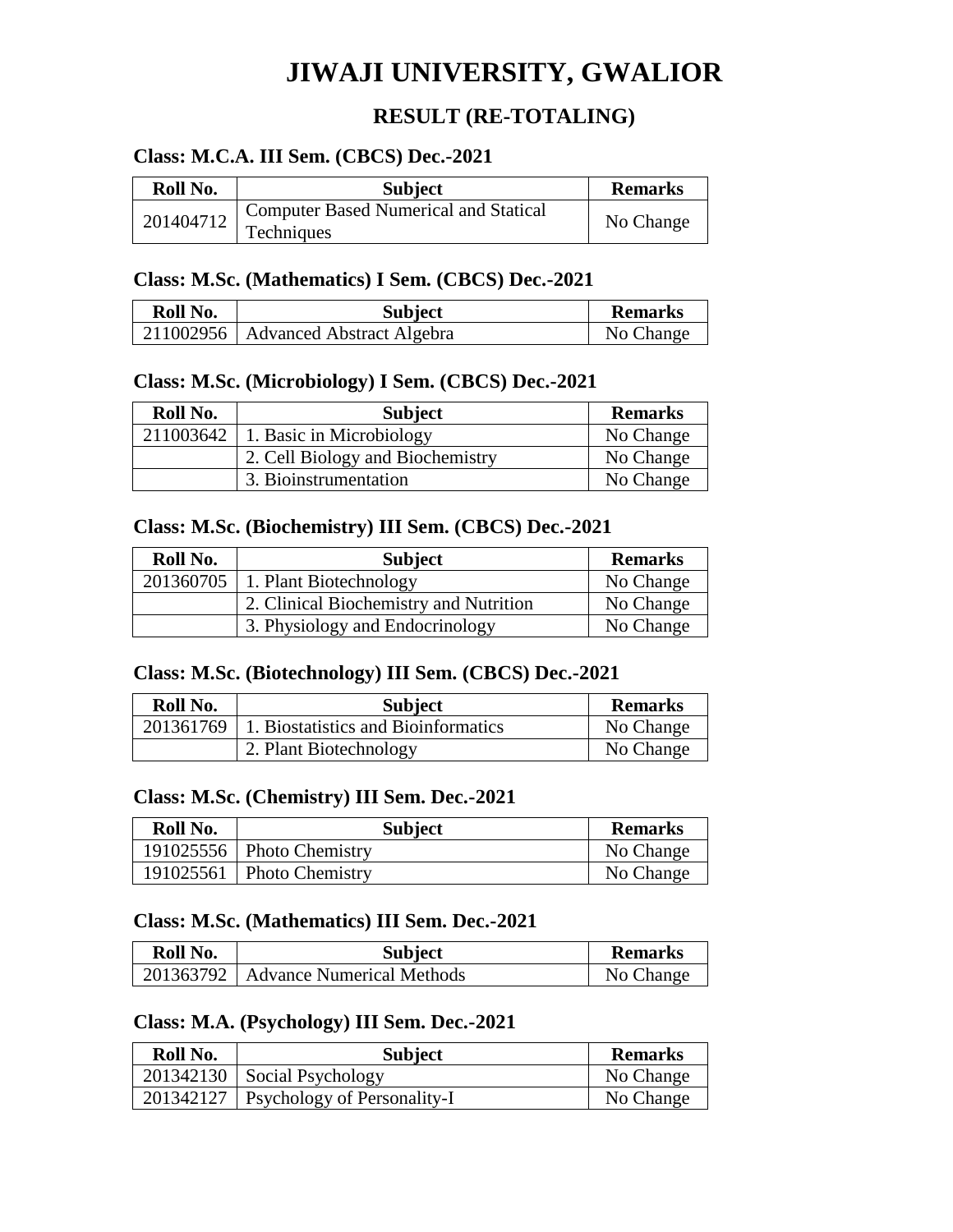# JIWAJI UNIVERSITY, GWALIOR

## RESULT (RE-TOTALING)

### Class: M.C.A. III Sem. (CBCS) Dec.-2021

| Roll No. | Subject | Remarks |
|---|---|---|
| 201404712 | Computer Based Numerical and Statical Techniques | No Change |

### Class: M.Sc. (Mathematics) I Sem. (CBCS) Dec.-2021

| Roll No. | Subject | Remarks |
|---|---|---|
| 211002956 | Advanced Abstract Algebra | No Change |

### Class: M.Sc. (Microbiology) I Sem. (CBCS) Dec.-2021

| Roll No. | Subject | Remarks |
|---|---|---|
| 211003642 | 1. Basic in Microbiology | No Change |
| | 2. Cell Biology and Biochemistry | No Change |
| | 3. Bioinstrumentation | No Change |

### Class: M.Sc. (Biochemistry) III Sem. (CBCS) Dec.-2021

| Roll No. | Subject | Remarks |
|---|---|---|
| 201360705 | 1. Plant Biotechnology | No Change |
| | 2. Clinical Biochemistry and Nutrition | No Change |
| | 3. Physiology and Endocrinology | No Change |

### Class: M.Sc. (Biotechnology) III Sem. (CBCS) Dec.-2021

| Roll No. | Subject | Remarks |
|---|---|---|
| 201361769 | 1. Biostatistics and Bioinformatics | No Change |
| | 2. Plant Biotechnology | No Change |

### Class: M.Sc. (Chemistry) III Sem. Dec.-2021

| Roll No. | Subject | Remarks |
|---|---|---|
| 191025556 | Photo Chemistry | No Change |
| 191025561 | Photo Chemistry | No Change |

### Class: M.Sc. (Mathematics) III Sem. Dec.-2021

| Roll No. | Subject | Remarks |
|---|---|---|
| 201363792 | Advance Numerical Methods | No Change |

### Class: M.A. (Psychology) III Sem. Dec.-2021

| Roll No. | Subject | Remarks |
|---|---|---|
| 201342130 | Social Psychology | No Change |
| 201342127 | Psychology of Personality-I | No Change |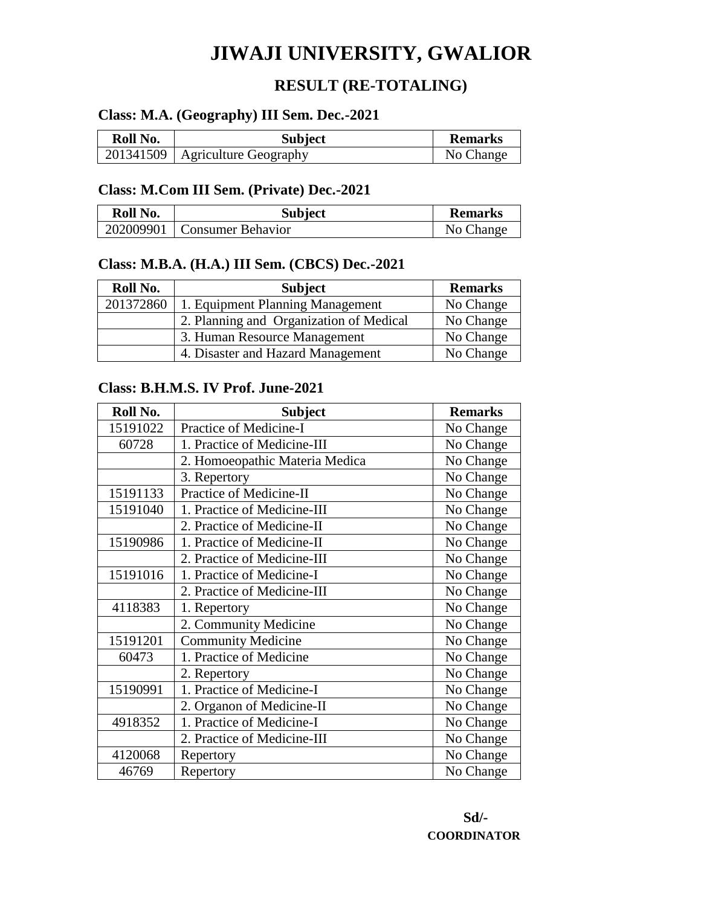# JIWAJI UNIVERSITY, GWALIOR

## RESULT (RE-TOTALING)

### Class: M.A. (Geography) III Sem. Dec.-2021

| Roll No. | Subject | Remarks |
|---|---|---|
| 201341509 | Agriculture Geography | No Change |

### Class: M.Com III Sem. (Private) Dec.-2021

| Roll No. | Subject | Remarks |
|---|---|---|
| 202009901 | Consumer Behavior | No Change |

### Class: M.B.A. (H.A.) III Sem. (CBCS) Dec.-2021

| Roll No. | Subject | Remarks |
|---|---|---|
| 201372860 | 1. Equipment Planning Management | No Change |
| | 2. Planning and Organization of Medical | No Change |
| | 3. Human Resource Management | No Change |
| | 4. Disaster and Hazard Management | No Change |

### Class: B.H.M.S. IV Prof. June-2021

| Roll No. | Subject | Remarks |
|---|---|---|
| 15191022 | Practice of Medicine-I | No Change |
| 60728 | 1. Practice of Medicine-III | No Change |
| | 2. Homoeopathic Materia Medica | No Change |
| | 3. Repertory | No Change |
| 15191133 | Practice of Medicine-II | No Change |
| 15191040 | 1. Practice of Medicine-III | No Change |
| | 2. Practice of Medicine-II | No Change |
| 15190986 | 1. Practice of Medicine-II | No Change |
| | 2. Practice of Medicine-III | No Change |
| 15191016 | 1. Practice of Medicine-I | No Change |
| | 2. Practice of Medicine-III | No Change |
| 4118383 | 1. Repertory | No Change |
| | 2. Community Medicine | No Change |
| 15191201 | Community Medicine | No Change |
| 60473 | 1. Practice of Medicine | No Change |
| | 2. Repertory | No Change |
| 15190991 | 1. Practice of Medicine-I | No Change |
| | 2. Organon of Medicine-II | No Change |
| 4918352 | 1. Practice of Medicine-I | No Change |
| | 2. Practice of Medicine-III | No Change |
| 4120068 | Repertory | No Change |
| 46769 | Repertory | No Change |

**Sd/-**
**COORDINATOR**